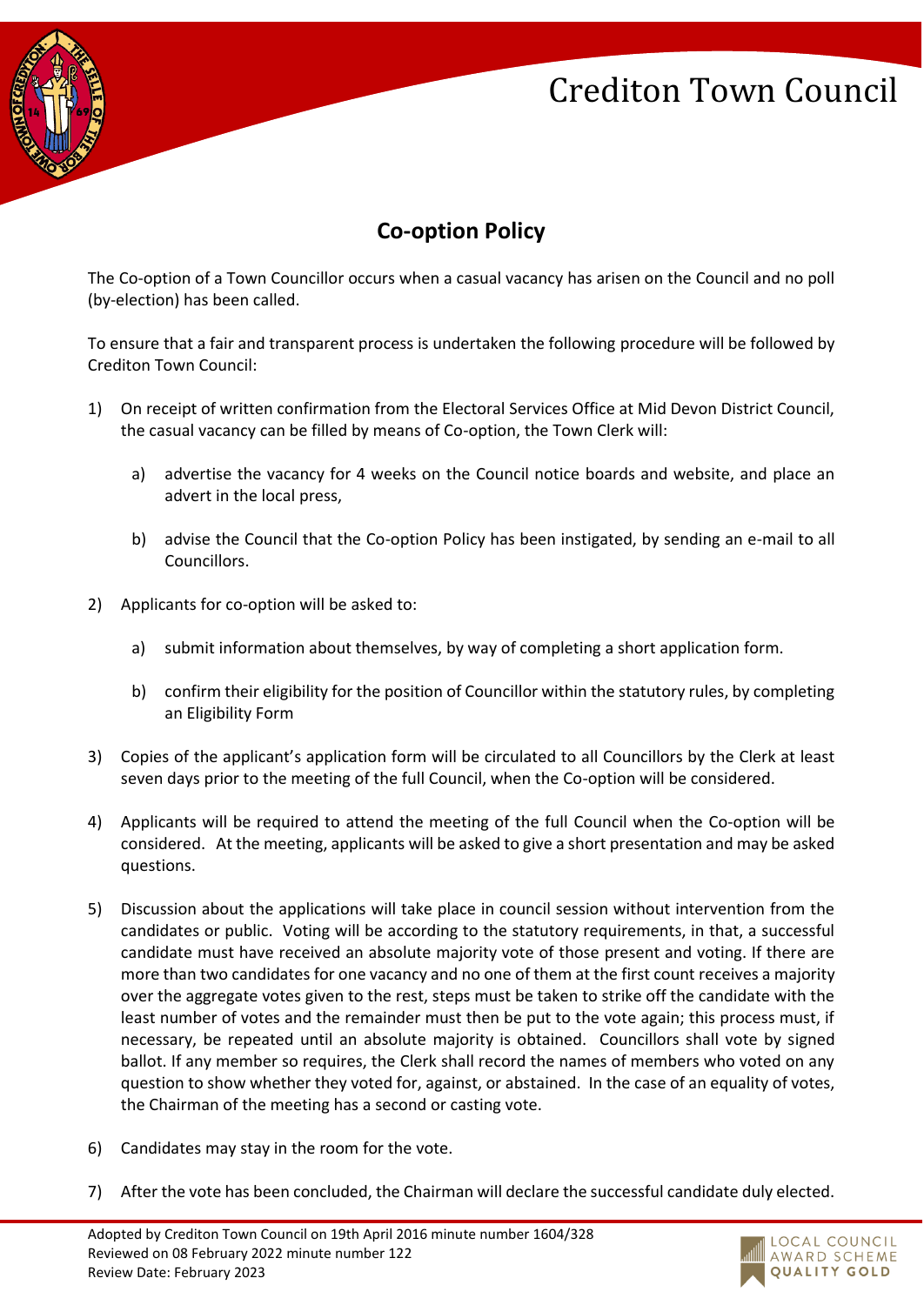# Crediton Town Council

## Co-option Policy

The Co-option of a Town Councillor occurs when a casual vacancy has arisen on the Council and no poll (by-election) has been called.

To ensure that a fair and transparent process is undertaken the following procedure will be followed by Crediton Town Council:

1) On receipt of written confirmation from the Electoral Services Office at Mid Devon District Council, the casual vacancy can be filled by means of Co-option, the Town Clerk will:

   a) advertise the vacancy for 4 weeks on the Council notice boards and website, and place an advert in the local press,

   b) advise the Council that the Co-option Policy has been instigated, by sending an e-mail to all Councillors.

2) Applicants for co-option will be asked to:

   a) submit information about themselves, by way of completing a short application form.

   b) confirm their eligibility for the position of Councillor within the statutory rules, by completing an Eligibility Form

3) Copies of the applicant's application form will be circulated to all Councillors by the Clerk at least seven days prior to the meeting of the full Council, when the Co-option will be considered.

4) Applicants will be required to attend the meeting of the full Council when the Co-option will be considered. At the meeting, applicants will be asked to give a short presentation and may be asked questions.

5) Discussion about the applications will take place in council session without intervention from the candidates or public. Voting will be according to the statutory requirements, in that, a successful candidate must have received an absolute majority vote of those present and voting. If there are more than two candidates for one vacancy and no one of them at the first count receives a majority over the aggregate votes given to the rest, steps must be taken to strike off the candidate with the least number of votes and the remainder must then be put to the vote again; this process must, if necessary, be repeated until an absolute majority is obtained. Councillors shall vote by signed ballot. If any member so requires, the Clerk shall record the names of members who voted on any question to show whether they voted for, against, or abstained. In the case of an equality of votes, the Chairman of the meeting has a second or casting vote.

6) Candidates may stay in the room for the vote.

7) After the vote has been concluded, the Chairman will declare the successful candidate duly elected.

Adopted by Crediton Town Council on 19th April 2016 minute number 1604/328
Reviewed on 08 February 2022 minute number 122
Review Date: February 2023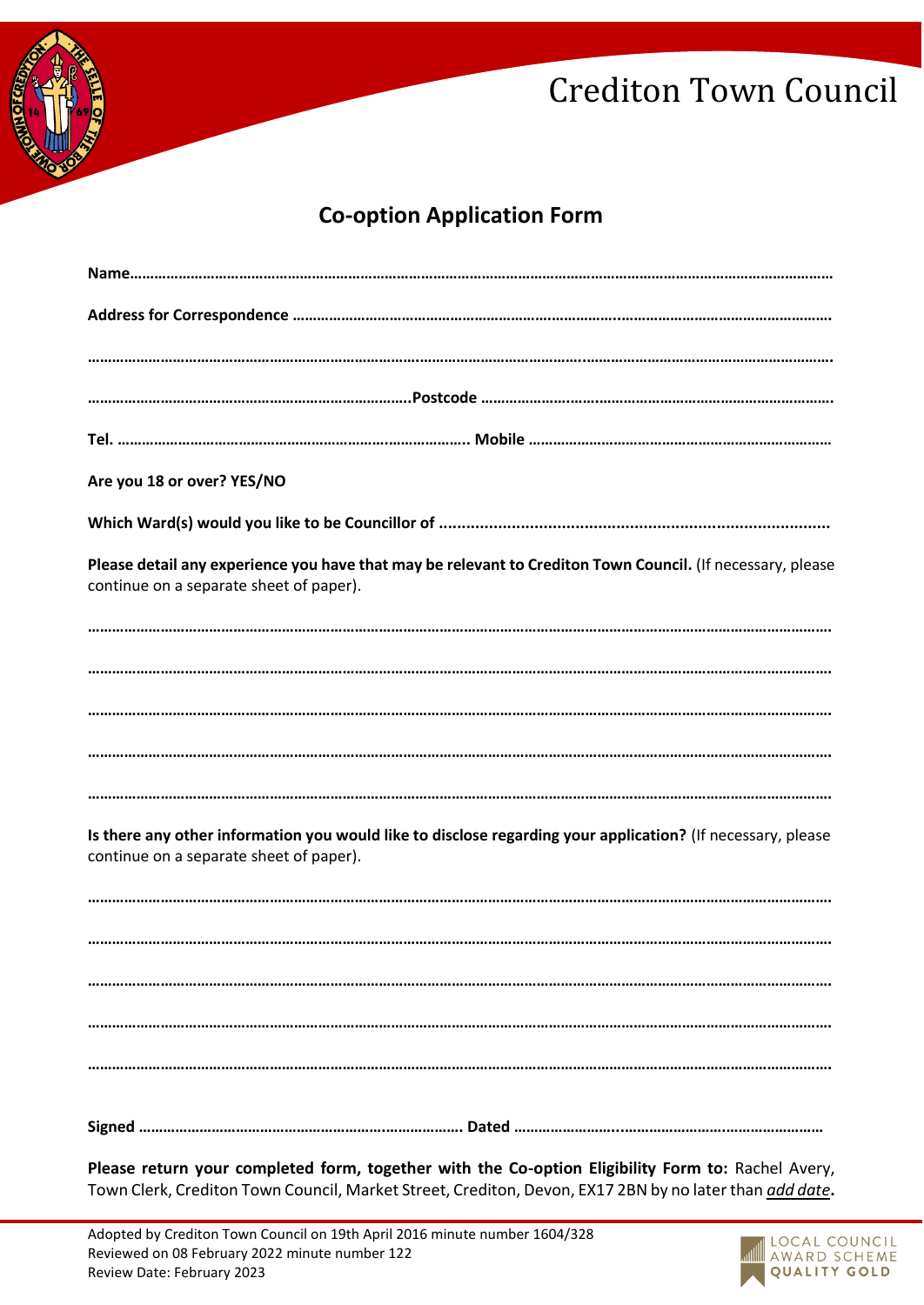# Crediton Town Council

## Co-option Application Form

**Name……………………………………………………………………………………………………………………………………………………**

**Address for Correspondence ……………………………………………………………………………………………………………….**

**…………………………………………………………………………………………………………………………………………………………….**

**…………………………………………………………………………..Postcode ………………………………………………………………………….**

**Tel. …………………………………………………………………………… Mobile ……………………………………………………………….**

**Are you 18 or over? YES/NO**

**Which Ward(s) would you like to be Councillor of ………………………………………………………………………….**

**Please detail any experience you have that may be relevant to Crediton Town Council.** (If necessary, please continue on a separate sheet of paper).

**…………………………………………………………………………………………………………………………………………………………….**

**…………………………………………………………………………………………………………………………………………………………….**

**…………………………………………………………………………………………………………………………………………………………….**

**…………………………………………………………………………………………………………………………………………………………….**

**…………………………………………………………………………………………………………………………………………………………….**

**Is there any other information you would like to disclose regarding your application?** (If necessary, please continue on a separate sheet of paper).

**…………………………………………………………………………………………………………………………………………………………….**

**…………………………………………………………………………………………………………………………………………………………….**

**…………………………………………………………………………………………………………………………………………………………….**

**…………………………………………………………………………………………………………………………………………………………….**

**…………………………………………………………………………………………………………………………………………………………….**

**Signed ……………………………………………………………………. Dated …………………………………………………………………**

**Please return your completed form, together with the Co-option Eligibility Form to:** Rachel Avery, Town Clerk, Crediton Town Council, Market Street, Crediton, Devon, EX17 2BN by no later than ***add date*****.**

Adopted by Crediton Town Council on 19th April 2016 minute number 1604/328
Reviewed on 08 February 2022 minute number 122
Review Date: February 2023

LOCAL COUNCIL AWARD SCHEME QUALITY GOLD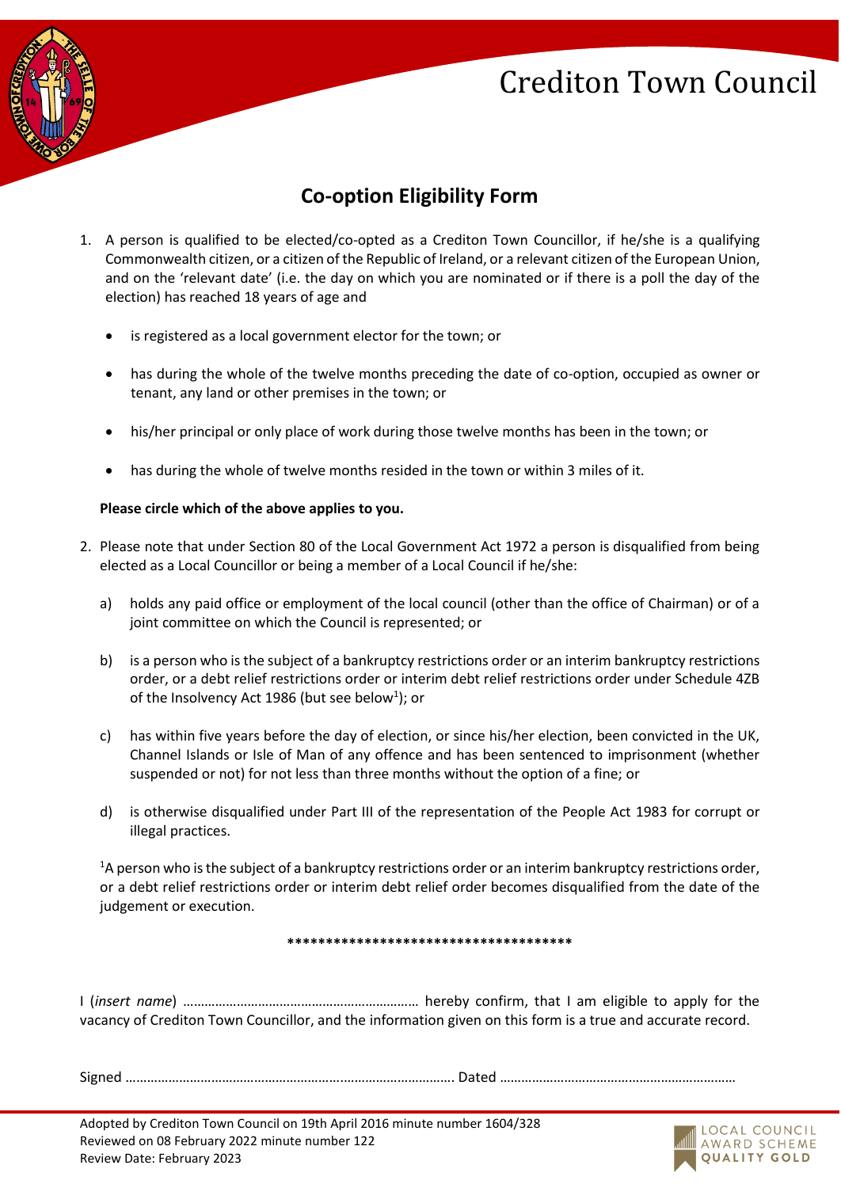# Crediton Town Council

## Co-option Eligibility Form

1. A person is qualified to be elected/co-opted as a Crediton Town Councillor, if he/she is a qualifying Commonwealth citizen, or a citizen of the Republic of Ireland, or a relevant citizen of the European Union, and on the 'relevant date' (i.e. the day on which you are nominated or if there is a poll the day of the election) has reached 18 years of age and

   - is registered as a local government elector for the town; or
   - has during the whole of the twelve months preceding the date of co-option, occupied as owner or tenant, any land or other premises in the town; or
   - his/her principal or only place of work during those twelve months has been in the town; or
   - has during the whole of twelve months resided in the town or within 3 miles of it.

   **Please circle which of the above applies to you.**

2. Please note that under Section 80 of the Local Government Act 1972 a person is disqualified from being elected as a Local Councillor or being a member of a Local Council if he/she:

   a) holds any paid office or employment of the local council (other than the office of Chairman) or of a joint committee on which the Council is represented; or

   b) is a person who is the subject of a bankruptcy restrictions order or an interim bankruptcy restrictions order, or a debt relief restrictions order or interim debt relief restrictions order under Schedule 4ZB of the Insolvency Act 1986 (but see below[1]); or

   c) has within five years before the day of election, or since his/her election, been convicted in the UK, Channel Islands or Isle of Man of any offence and has been sentenced to imprisonment (whether suspended or not) for not less than three months without the option of a fine; or

   d) is otherwise disqualified under Part III of the representation of the People Act 1983 for corrupt or illegal practices.

   [1]A person who is the subject of a bankruptcy restrictions order or an interim bankruptcy restrictions order, or a debt relief restrictions order or interim debt relief order becomes disqualified from the date of the judgement or execution.

*************************************

I (*insert name*) ………………………………………………………… hereby confirm, that I am eligible to apply for the vacancy of Crediton Town Councillor, and the information given on this form is a true and accurate record.

Signed ………………………………………………………………………………. Dated …………………………………………………………

Adopted by Crediton Town Council on 19th April 2016 minute number 1604/328
Reviewed on 08 February 2022 minute number 122
Review Date: February 2023